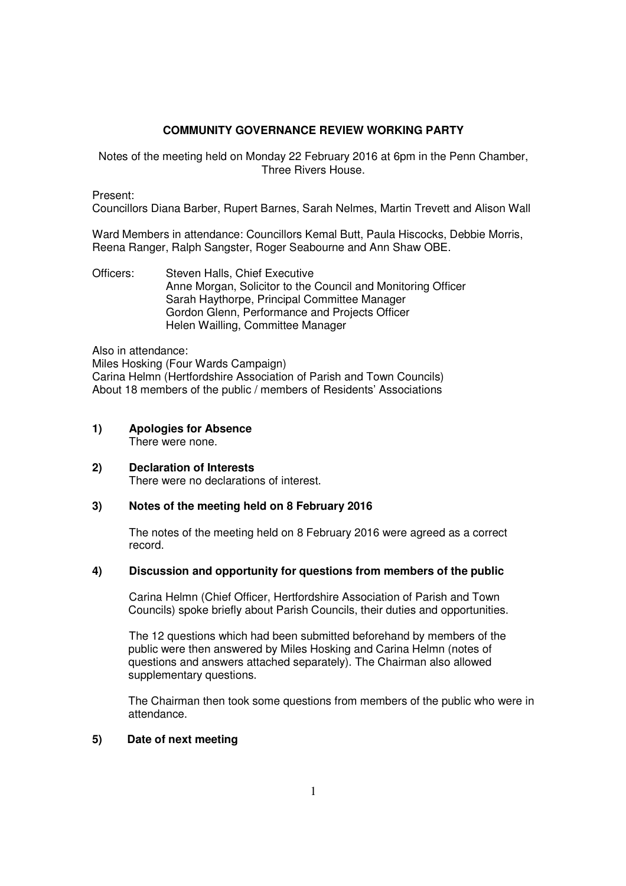# COMMUNITY GOVERNANCE REVIEW WORKING PARTY

Notes of the meeting held on Monday 22 February 2016 at 6pm in the Penn Chamber, Three Rivers House.

Present:
Councillors Diana Barber, Rupert Barnes, Sarah Nelmes, Martin Trevett and Alison Wall

Ward Members in attendance: Councillors Kemal Butt, Paula Hiscocks, Debbie Morris, Reena Ranger, Ralph Sangster, Roger Seabourne and Ann Shaw OBE.

Officers:
Steven Halls, Chief Executive
Anne Morgan, Solicitor to the Council and Monitoring Officer
Sarah Haythorpe, Principal Committee Manager
Gordon Glenn, Performance and Projects Officer
Helen Wailling, Committee Manager

Also in attendance:
Miles Hosking (Four Wards Campaign)
Carina Helmn (Hertfordshire Association of Parish and Town Councils)
About 18 members of the public / members of Residents' Associations

## 1) Apologies for Absence

There were none.

## 2) Declaration of Interests

There were no declarations of interest.

## 3) Notes of the meeting held on 8 February 2016

The notes of the meeting held on 8 February 2016 were agreed as a correct record.

## 4) Discussion and opportunity for questions from members of the public

Carina Helmn (Chief Officer, Hertfordshire Association of Parish and Town Councils) spoke briefly about Parish Councils, their duties and opportunities.

The 12 questions which had been submitted beforehand by members of the public were then answered by Miles Hosking and Carina Helmn (notes of questions and answers attached separately). The Chairman also allowed supplementary questions.

The Chairman then took some questions from members of the public who were in attendance.

## 5) Date of next meeting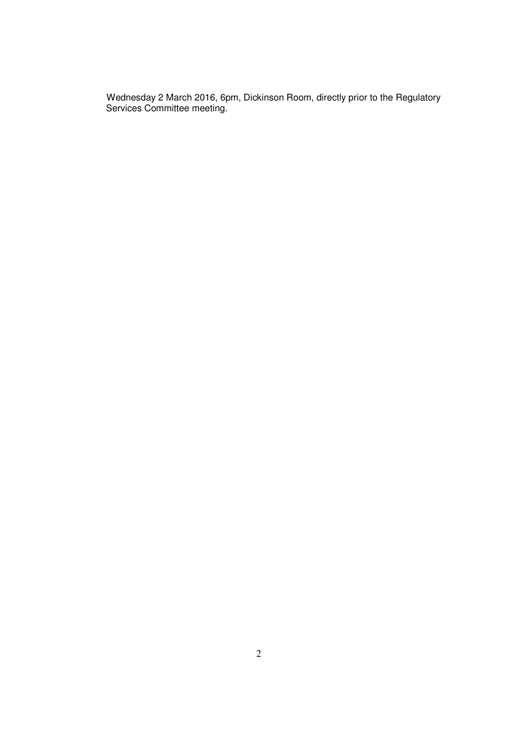Wednesday 2 March 2016, 6pm, Dickinson Room, directly prior to the Regulatory Services Committee meeting.